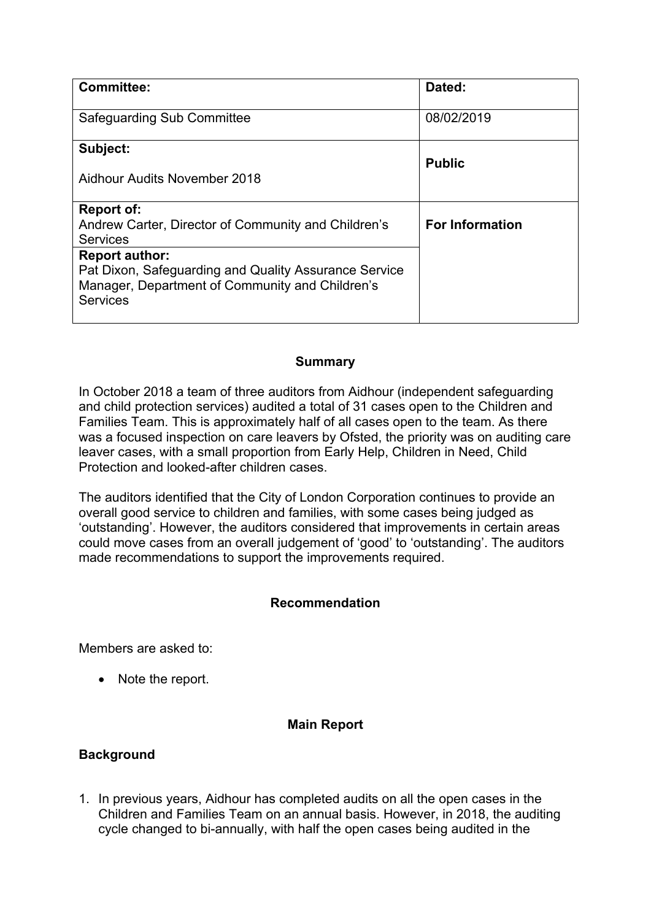| Committee: | Dated: |
| --- | --- |
| Safeguarding Sub Committee | 08/02/2019 |
| **Subject:**<br><br>Aidhour Audits November 2018 | **Public** |
| **Report of:**<br>Andrew Carter, Director of Community and Children's Services | **For Information** |
| **Report author:**<br>Pat Dixon, Safeguarding and Quality Assurance Service Manager, Department of Community and Children's Services | |

**Summary**

In October 2018 a team of three auditors from Aidhour (independent safeguarding and child protection services) audited a total of 31 cases open to the Children and Families Team. This is approximately half of all cases open to the team. As there was a focused inspection on care leavers by Ofsted, the priority was on auditing care leaver cases, with a small proportion from Early Help, Children in Need, Child Protection and looked-after children cases.

The auditors identified that the City of London Corporation continues to provide an overall good service to children and families, with some cases being judged as 'outstanding'. However, the auditors considered that improvements in certain areas could move cases from an overall judgement of 'good' to 'outstanding'. The auditors made recommendations to support the improvements required.

**Recommendation**

Members are asked to:

- Note the report.

**Main Report**

**Background**

1. In previous years, Aidhour has completed audits on all the open cases in the Children and Families Team on an annual basis. However, in 2018, the auditing cycle changed to bi-annually, with half the open cases being audited in the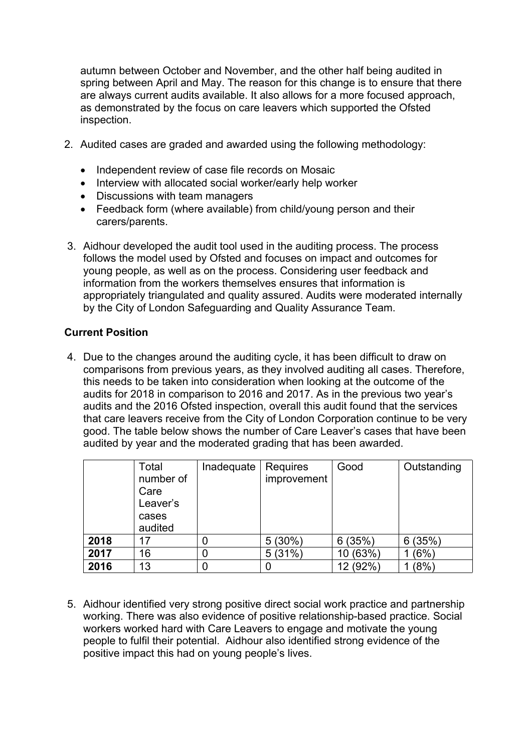autumn between October and November, and the other half being audited in spring between April and May. The reason for this change is to ensure that there are always current audits available. It also allows for a more focused approach, as demonstrated by the focus on care leavers which supported the Ofsted inspection.

2. Audited cases are graded and awarded using the following methodology:

   - Independent review of case file records on Mosaic
   - Interview with allocated social worker/early help worker
   - Discussions with team managers
   - Feedback form (where available) from child/young person and their carers/parents.

3. Aidhour developed the audit tool used in the auditing process. The process follows the model used by Ofsted and focuses on impact and outcomes for young people, as well as on the process. Considering user feedback and information from the workers themselves ensures that information is appropriately triangulated and quality assured. Audits were moderated internally by the City of London Safeguarding and Quality Assurance Team.

**Current Position**

4. Due to the changes around the auditing cycle, it has been difficult to draw on comparisons from previous years, as they involved auditing all cases. Therefore, this needs to be taken into consideration when looking at the outcome of the audits for 2018 in comparison to 2016 and 2017. As in the previous two year's audits and the 2016 Ofsted inspection, overall this audit found that the services that care leavers receive from the City of London Corporation continue to be very good. The table below shows the number of Care Leaver's cases that have been audited by year and the moderated grading that has been awarded.

| | Total number of Care Leaver's cases audited | Inadequate | Requires improvement | Good | Outstanding |
|---|---|---|---|---|---|
| **2018** | 17 | 0 | 5 (30%) | 6 (35%) | 6 (35%) |
| **2017** | 16 | 0 | 5 (31%) | 10 (63%) | 1 (6%) |
| **2016** | 13 | 0 | 0 | 12 (92%) | 1 (8%) |

5. Aidhour identified very strong positive direct social work practice and partnership working. There was also evidence of positive relationship-based practice. Social workers worked hard with Care Leavers to engage and motivate the young people to fulfil their potential. Aidhour also identified strong evidence of the positive impact this had on young people's lives.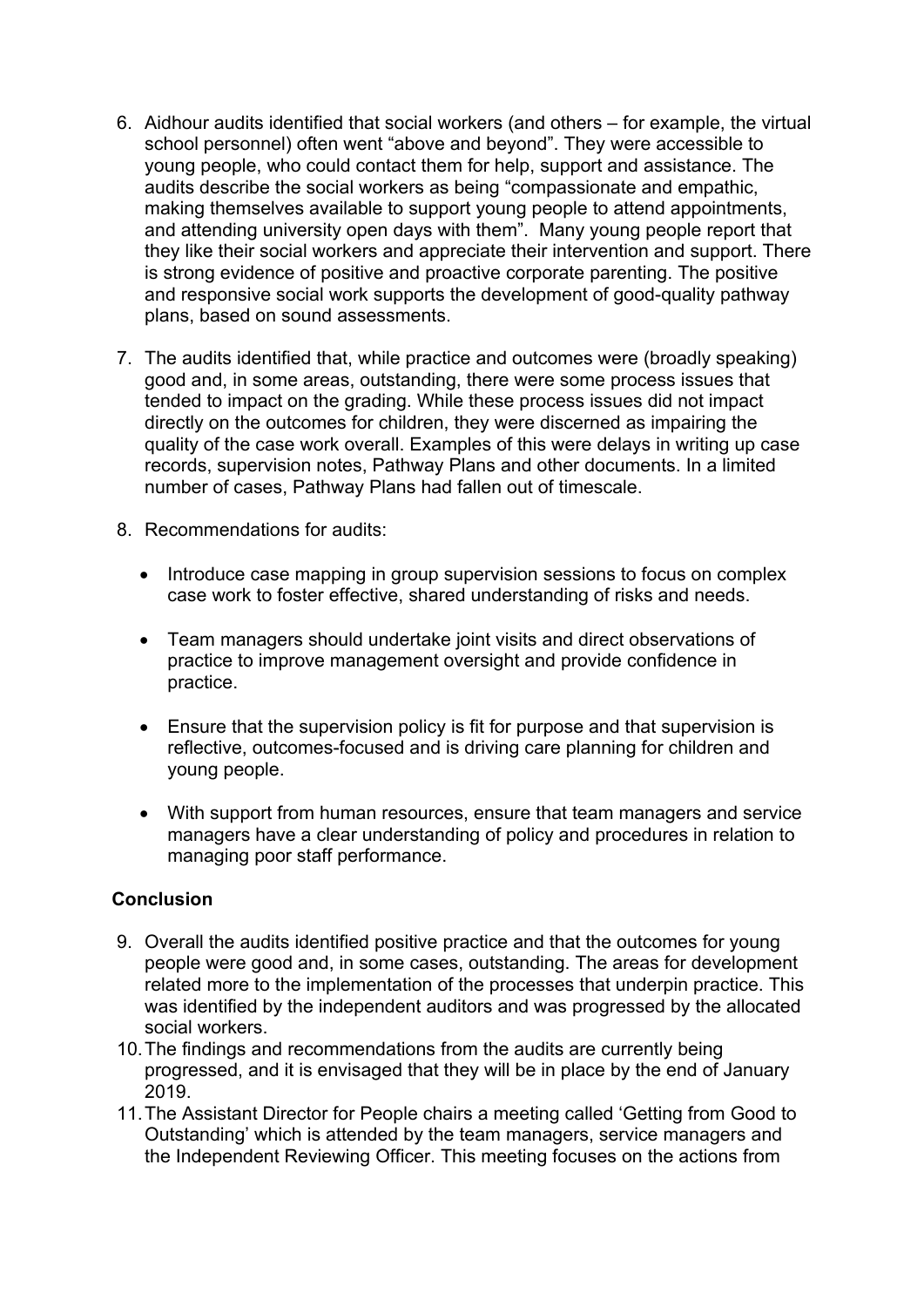6. Aidhour audits identified that social workers (and others – for example, the virtual school personnel) often went "above and beyond". They were accessible to young people, who could contact them for help, support and assistance. The audits describe the social workers as being "compassionate and empathic, making themselves available to support young people to attend appointments, and attending university open days with them". Many young people report that they like their social workers and appreciate their intervention and support. There is strong evidence of positive and proactive corporate parenting. The positive and responsive social work supports the development of good-quality pathway plans, based on sound assessments.

7. The audits identified that, while practice and outcomes were (broadly speaking) good and, in some areas, outstanding, there were some process issues that tended to impact on the grading. While these process issues did not impact directly on the outcomes for children, they were discerned as impairing the quality of the case work overall. Examples of this were delays in writing up case records, supervision notes, Pathway Plans and other documents. In a limited number of cases, Pathway Plans had fallen out of timescale.

8. Recommendations for audits:

   - Introduce case mapping in group supervision sessions to focus on complex case work to foster effective, shared understanding of risks and needs.

   - Team managers should undertake joint visits and direct observations of practice to improve management oversight and provide confidence in practice.

   - Ensure that the supervision policy is fit for purpose and that supervision is reflective, outcomes-focused and is driving care planning for children and young people.

   - With support from human resources, ensure that team managers and service managers have a clear understanding of policy and procedures in relation to managing poor staff performance.

**Conclusion**

9. Overall the audits identified positive practice and that the outcomes for young people were good and, in some cases, outstanding. The areas for development related more to the implementation of the processes that underpin practice. This was identified by the independent auditors and was progressed by the allocated social workers.
10. The findings and recommendations from the audits are currently being progressed, and it is envisaged that they will be in place by the end of January 2019.
11. The Assistant Director for People chairs a meeting called 'Getting from Good to Outstanding' which is attended by the team managers, service managers and the Independent Reviewing Officer. This meeting focuses on the actions from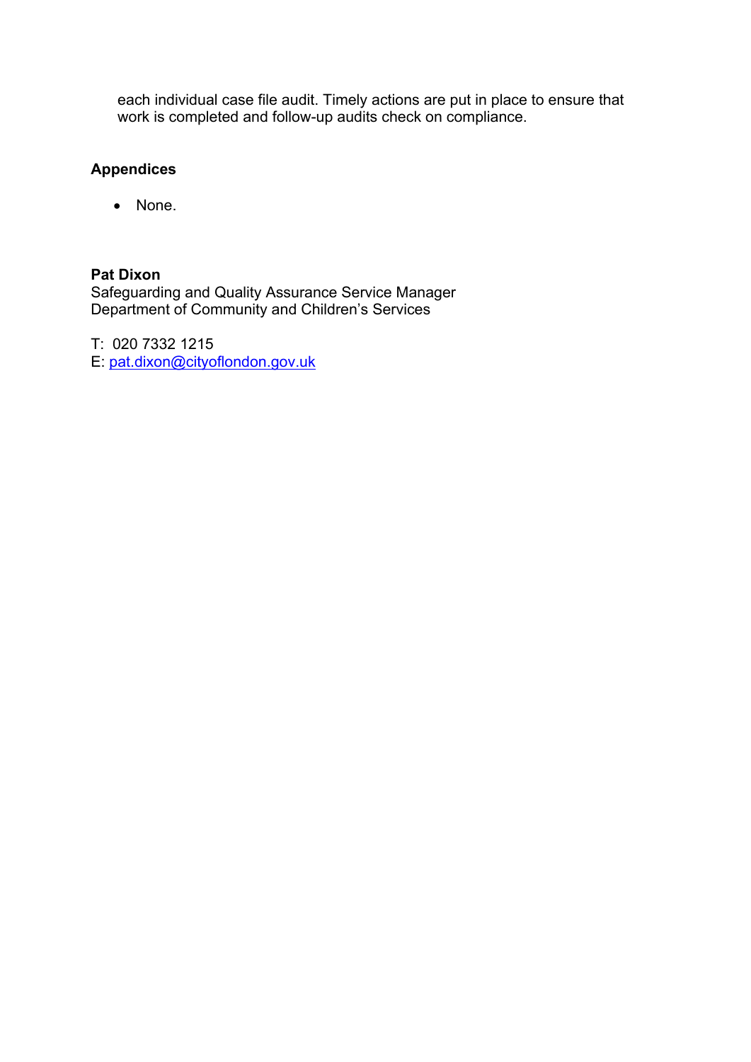each individual case file audit. Timely actions are put in place to ensure that work is completed and follow-up audits check on compliance.

## Appendices

- None.

**Pat Dixon**
Safeguarding and Quality Assurance Service Manager
Department of Community and Children's Services

T: 020 7332 1215
E: pat.dixon@cityoflondon.gov.uk